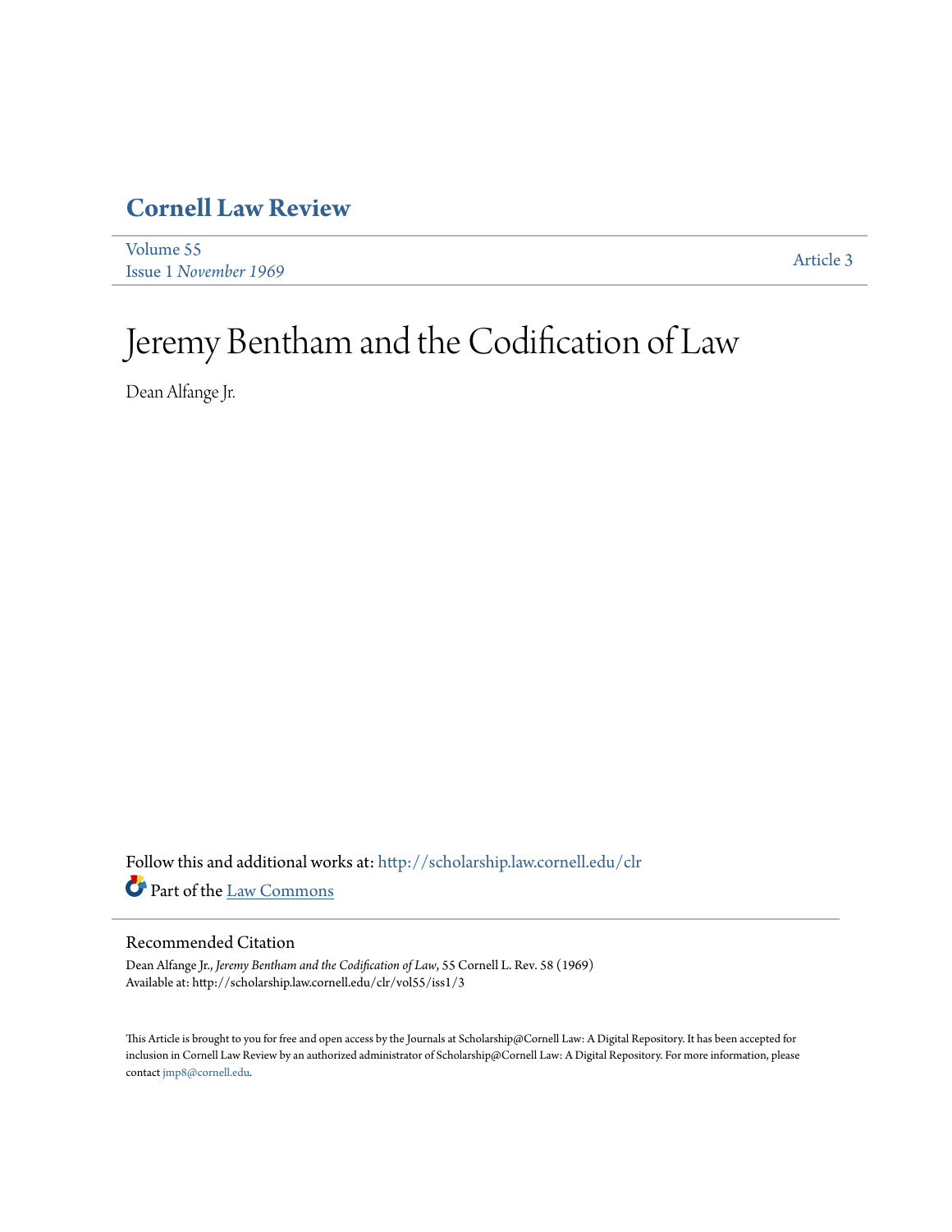# Cornell Law Review

Volume 55
Issue 1 *November 1969*

Article 3

# Jeremy Bentham and the Codification of Law

Dean Alfange Jr.

Follow this and additional works at: http://scholarship.law.cornell.edu/clr

Part of the Law Commons

## Recommended Citation

Dean Alfange Jr., *Jeremy Bentham and the Codification of Law*, 55 Cornell L. Rev. 58 (1969)
Available at: http://scholarship.law.cornell.edu/clr/vol55/iss1/3

This Article is brought to you for free and open access by the Journals at Scholarship@Cornell Law: A Digital Repository. It has been accepted for inclusion in Cornell Law Review by an authorized administrator of Scholarship@Cornell Law: A Digital Repository. For more information, please contact jmp8@cornell.edu.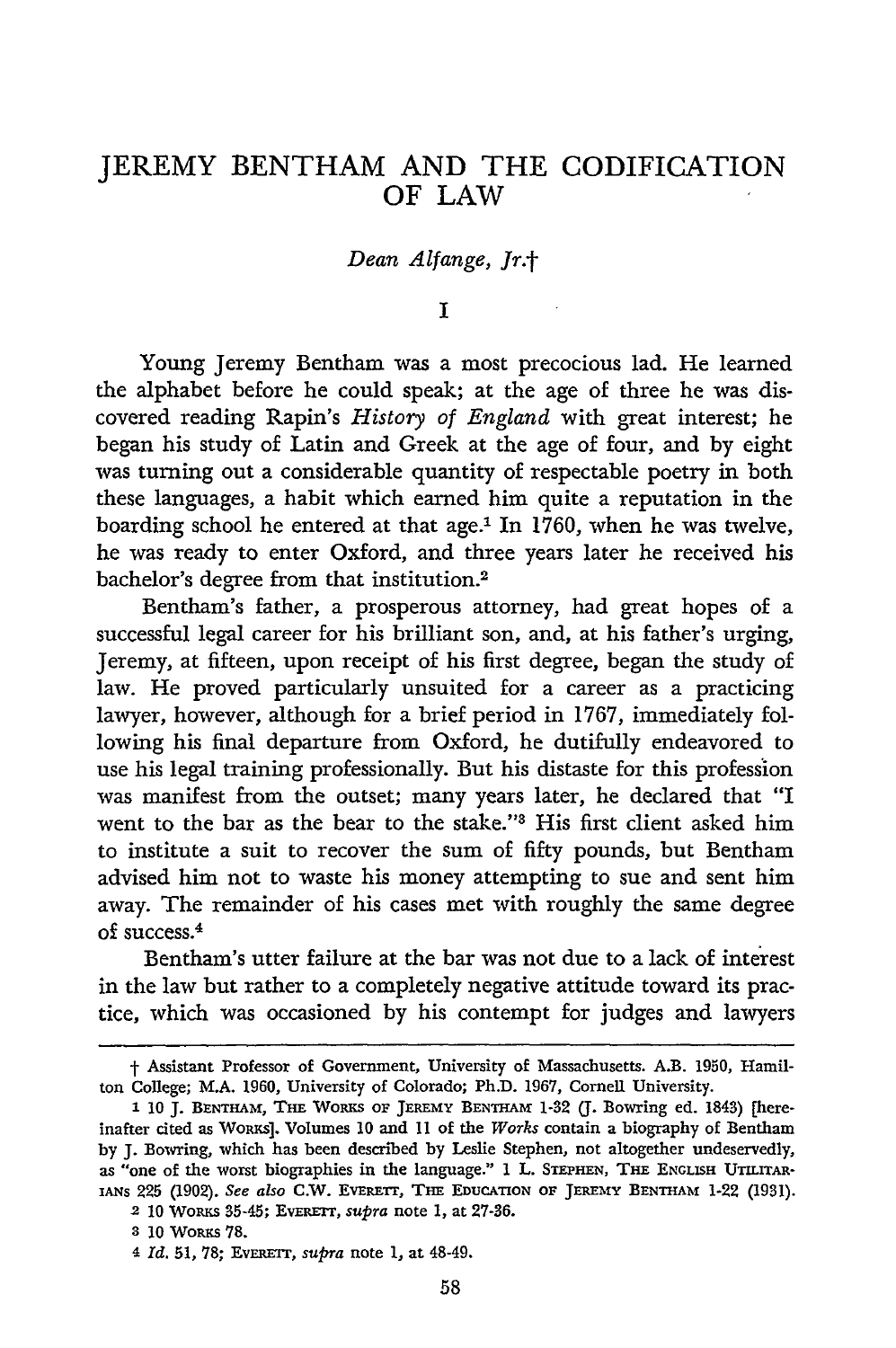# JEREMY BENTHAM AND THE CODIFICATION OF LAW

*Dean Alfange, Jr.*†

## I

Young Jeremy Bentham was a most precocious lad. He learned the alphabet before he could speak; at the age of three he was discovered reading Rapin's *History of England* with great interest; he began his study of Latin and Greek at the age of four, and by eight was turning out a considerable quantity of respectable poetry in both these languages, a habit which earned him quite a reputation in the boarding school he entered at that age.[1] In 1760, when he was twelve, he was ready to enter Oxford, and three years later he received his bachelor's degree from that institution.[2]

Bentham's father, a prosperous attorney, had great hopes of a successful legal career for his brilliant son, and, at his father's urging, Jeremy, at fifteen, upon receipt of his first degree, began the study of law. He proved particularly unsuited for a career as a practicing lawyer, however, although for a brief period in 1767, immediately following his final departure from Oxford, he dutifully endeavored to use his legal training professionally. But his distaste for this profession was manifest from the outset; many years later, he declared that "I went to the bar as the bear to the stake."[3] His first client asked him to institute a suit to recover the sum of fifty pounds, but Bentham advised him not to waste his money attempting to sue and sent him away. The remainder of his cases met with roughly the same degree of success.[4]

Bentham's utter failure at the bar was not due to a lack of interest in the law but rather to a completely negative attitude toward its practice, which was occasioned by his contempt for judges and lawyers

---

† Assistant Professor of Government, University of Massachusetts. A.B. 1950, Hamilton College; M.A. 1960, University of Colorado; Ph.D. 1967, Cornell University.

1 10 J. BENTHAM, THE WORKS OF JEREMY BENTHAM 1-32 (J. Bowring ed. 1843) [hereinafter cited as WORKS]. Volumes 10 and 11 of the *Works* contain a biography of Bentham by J. Bowring, which has been described by Leslie Stephen, not altogether undeservedly, as "one of the worst biographies in the language." 1 L. STEPHEN, THE ENGLISH UTILITARIANS 225 (1902). *See also* C.W. EVERETT, THE EDUCATION OF JEREMY BENTHAM 1-22 (1931).

2 10 WORKS 35-45; EVERETT, *supra* note 1, at 27-36.

3 10 WORKS 78.

4 *Id.* 51, 78; EVERETT, *supra* note 1, at 48-49.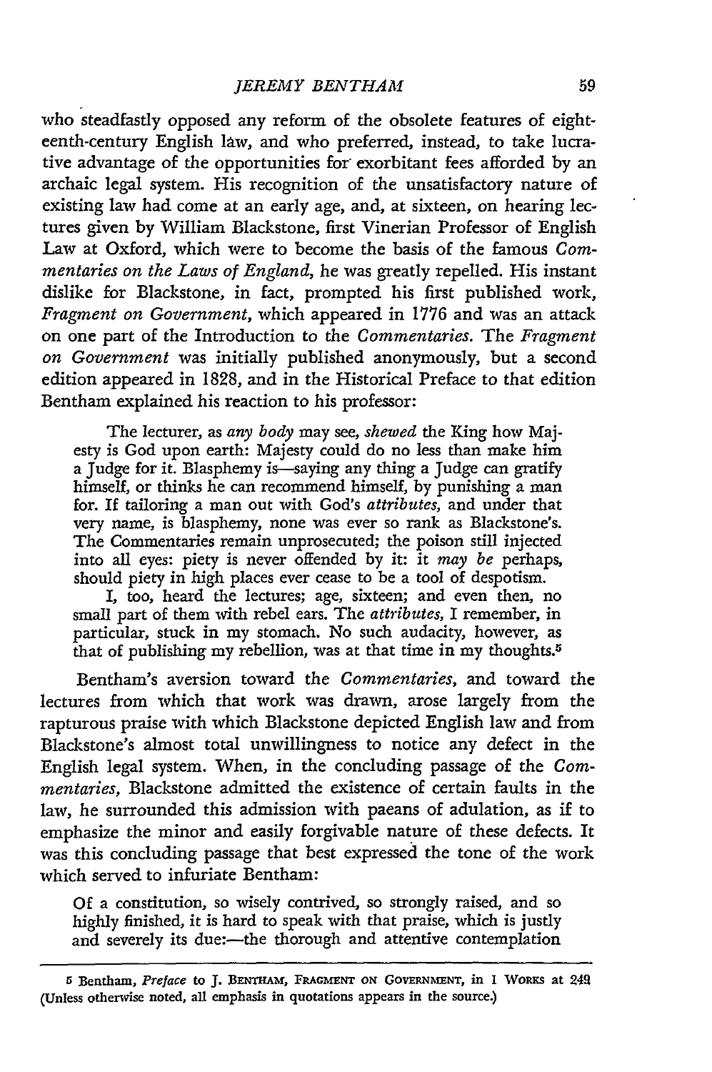who steadfastly opposed any reform of the obsolete features of eighteenth-century English law, and who preferred, instead, to take lucrative advantage of the opportunities for exorbitant fees afforded by an archaic legal system. His recognition of the unsatisfactory nature of existing law had come at an early age, and, at sixteen, on hearing lectures given by William Blackstone, first Vinerian Professor of English Law at Oxford, which were to become the basis of the famous *Commentaries on the Laws of England,* he was greatly repelled. His instant dislike for Blackstone, in fact, prompted his first published work, *Fragment on Government,* which appeared in 1776 and was an attack on one part of the Introduction to the *Commentaries.* The *Fragment on Government* was initially published anonymously, but a second edition appeared in 1828, and in the Historical Preface to that edition Bentham explained his reaction to his professor:

> The lecturer, as *any body* may see, *shewed* the King how Majesty is God upon earth: Majesty could do no less than make him a Judge for it. Blasphemy is—saying any thing a Judge can gratify himself, or thinks he can recommend himself, by punishing a man for. If tailoring a man out with God's *attributes,* and under that very name, is blasphemy, none was ever so rank as Blackstone's. The Commentaries remain unprosecuted; the poison still injected into all eyes: piety is never offended by it: it *may be* perhaps, should piety in high places ever cease to be a tool of despotism.
>
> I, too, heard the lectures; age, sixteen; and even then, no small part of them with rebel ears. The *attributes,* I remember, in particular, stuck in my stomach. No such audacity, however, as that of publishing my rebellion, was at that time in my thoughts.[5]

Bentham's aversion toward the *Commentaries,* and toward the lectures from which that work was drawn, arose largely from the rapturous praise with which Blackstone depicted English law and from Blackstone's almost total unwillingness to notice any defect in the English legal system. When, in the concluding passage of the *Commentaries,* Blackstone admitted the existence of certain faults in the law, he surrounded this admission with paeans of adulation, as if to emphasize the minor and easily forgivable nature of these defects. It was this concluding passage that best expressed the tone of the work which served to infuriate Bentham:

> Of a constitution, so wisely contrived, so strongly raised, and so highly finished, it is hard to speak with that praise, which is justly and severely its due:—the thorough and attentive contemplation

---

[5] Bentham, *Preface* to J. BENTHAM, FRAGMENT ON GOVERNMENT, in 1 WORKS at 249 (Unless otherwise noted, all emphasis in quotations appears in the source.)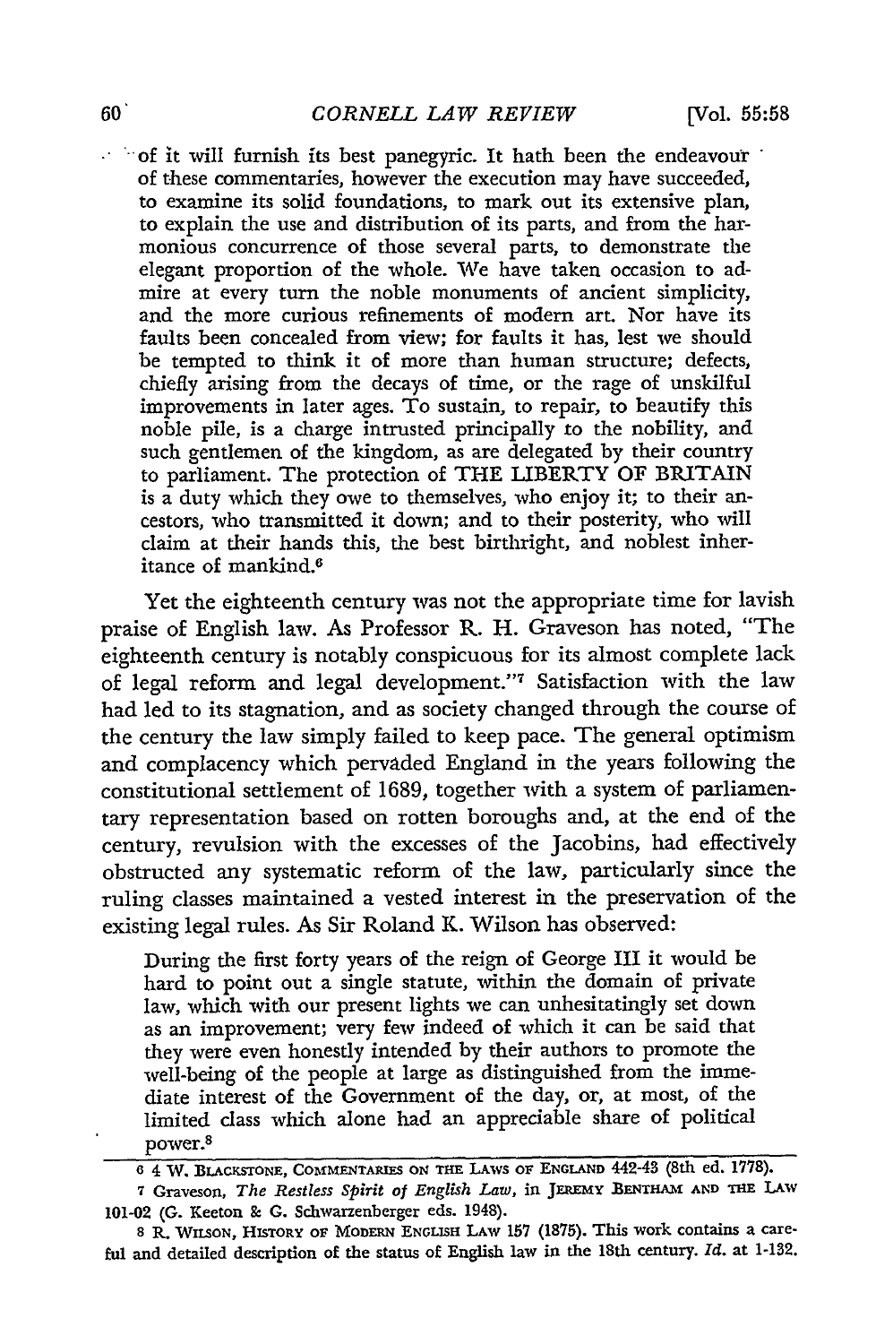of it will furnish its best panegyric. It hath been the endeavour of these commentaries, however the execution may have succeeded, to examine its solid foundations, to mark out its extensive plan, to explain the use and distribution of its parts, and from the harmonious concurrence of those several parts, to demonstrate the elegant proportion of the whole. We have taken occasion to admire at every turn the noble monuments of ancient simplicity, and the more curious refinements of modern art. Nor have its faults been concealed from view; for faults it has, lest we should be tempted to think it of more than human structure; defects, chiefly arising from the decays of time, or the rage of unskilful improvements in later ages. To sustain, to repair, to beautify this noble pile, is a charge intrusted principally to the nobility, and such gentlemen of the kingdom, as are delegated by their country to parliament. The protection of THE LIBERTY OF BRITAIN is a duty which they owe to themselves, who enjoy it; to their ancestors, who transmitted it down; and to their posterity, who will claim at their hands this, the best birthright, and noblest inheritance of mankind.[6]

Yet the eighteenth century was not the appropriate time for lavish praise of English law. As Professor R. H. Graveson has noted, "The eighteenth century is notably conspicuous for its almost complete lack of legal reform and legal development."[7] Satisfaction with the law had led to its stagnation, and as society changed through the course of the century the law simply failed to keep pace. The general optimism and complacency which pervaded England in the years following the constitutional settlement of 1689, together with a system of parliamentary representation based on rotten boroughs and, at the end of the century, revulsion with the excesses of the Jacobins, had effectively obstructed any systematic reform of the law, particularly since the ruling classes maintained a vested interest in the preservation of the existing legal rules. As Sir Roland K. Wilson has observed:

> During the first forty years of the reign of George III it would be hard to point out a single statute, within the domain of private law, which with our present lights we can unhesitatingly set down as an improvement; very few indeed of which it can be said that they were even honestly intended by their authors to promote the well-being of the people at large as distinguished from the immediate interest of the Government of the day, or, at most, of the limited class which alone had an appreciable share of political power.[8]

---

6 4 W. BLACKSTONE, COMMENTARIES ON THE LAWS OF ENGLAND 442-43 (8th ed. 1778).

7 Graveson, *The Restless Spirit of English Law*, in JEREMY BENTHAM AND THE LAW 101-02 (G. Keeton & G. Schwarzenberger eds. 1948).

8 R. WILSON, HISTORY OF MODERN ENGLISH LAW 157 (1875). This work contains a careful and detailed description of the status of English law in the 18th century. *Id.* at 1-132.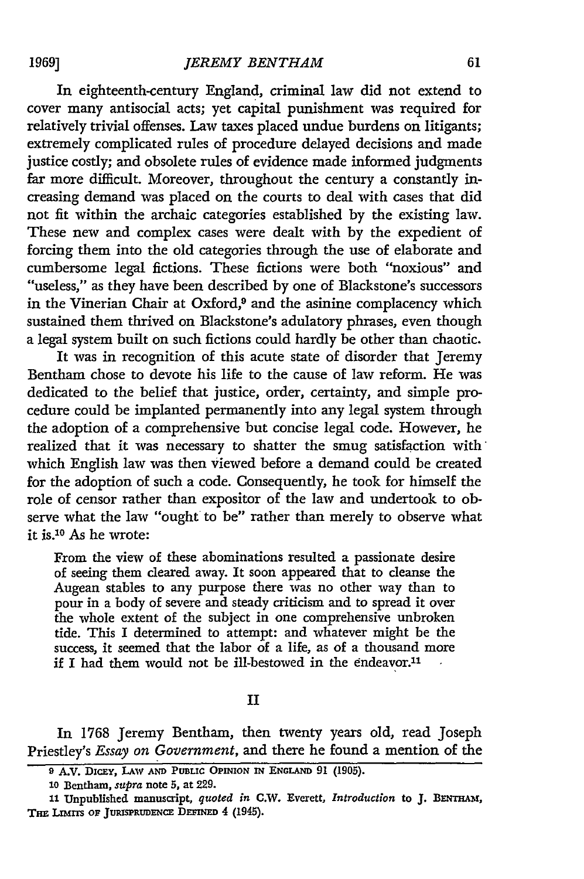In eighteenth-century England, criminal law did not extend to cover many antisocial acts; yet capital punishment was required for relatively trivial offenses. Law taxes placed undue burdens on litigants; extremely complicated rules of procedure delayed decisions and made justice costly; and obsolete rules of evidence made informed judgments far more difficult. Moreover, throughout the century a constantly increasing demand was placed on the courts to deal with cases that did not fit within the archaic categories established by the existing law. These new and complex cases were dealt with by the expedient of forcing them into the old categories through the use of elaborate and cumbersome legal fictions. These fictions were both "noxious" and "useless," as they have been described by one of Blackstone's successors in the Vinerian Chair at Oxford,[9] and the asinine complacency which sustained them thrived on Blackstone's adulatory phrases, even though a legal system built on such fictions could hardly be other than chaotic.

It was in recognition of this acute state of disorder that Jeremy Bentham chose to devote his life to the cause of law reform. He was dedicated to the belief that justice, order, certainty, and simple procedure could be implanted permanently into any legal system through the adoption of a comprehensive but concise legal code. However, he realized that it was necessary to shatter the smug satisfaction with which English law was then viewed before a demand could be created for the adoption of such a code. Consequently, he took for himself the role of censor rather than expositor of the law and undertook to observe what the law "ought to be" rather than merely to observe what it is.[10] As he wrote:

> From the view of these abominations resulted a passionate desire of seeing them cleared away. It soon appeared that to cleanse the Augean stables to any purpose there was no other way than to pour in a body of severe and steady criticism and to spread it over the whole extent of the subject in one comprehensive unbroken tide. This I determined to attempt: and whatever might be the success, it seemed that the labor of a life, as of a thousand more if I had them would not be ill-bestowed in the endeavor.[11]

## II

In 1768 Jeremy Bentham, then twenty years old, read Joseph Priestley's *Essay on Government*, and there he found a mention of the

---

9 A.V. Dicey, Law and Public Opinion in England 91 (1905).

10 Bentham, *supra* note 5, at 229.

11 Unpublished manuscript, *quoted in* C.W. Everett, *Introduction* to J. Bentham, The Limits of Jurisprudence Defined 4 (1945).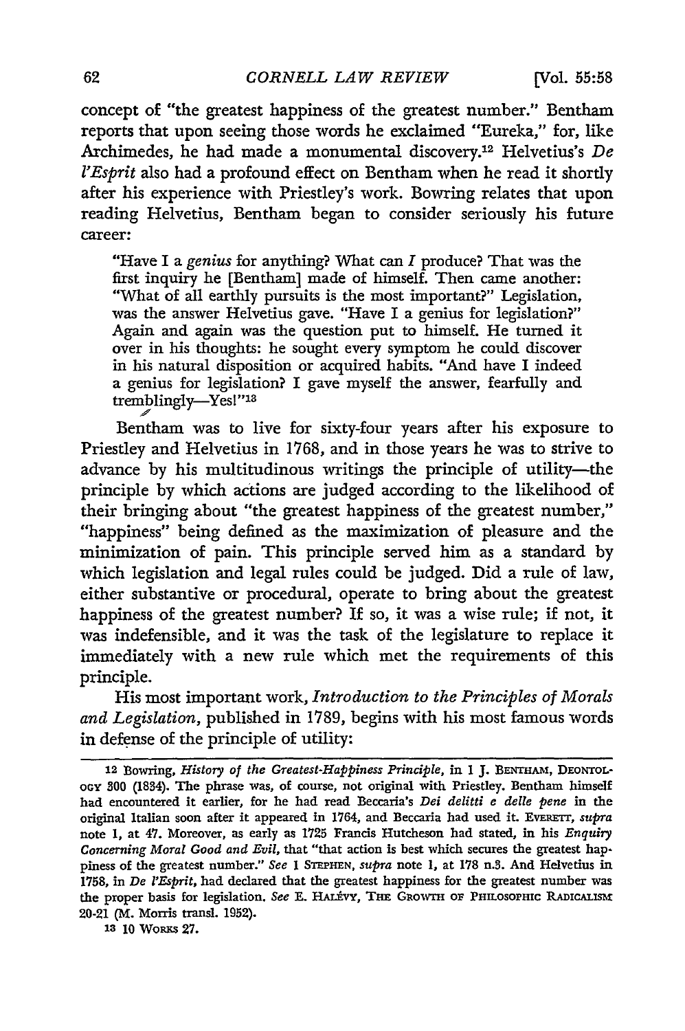concept of "the greatest happiness of the greatest number." Bentham reports that upon seeing those words he exclaimed "Eureka," for, like Archimedes, he had made a monumental discovery.[12] Helvetius's *De l'Esprit* also had a profound effect on Bentham when he read it shortly after his experience with Priestley's work. Bowring relates that upon reading Helvetius, Bentham began to consider seriously his future career:

> "Have I a *genius* for anything? What can *I* produce? That was the first inquiry he [Bentham] made of himself. Then came another: "What of all earthly pursuits is the most important?" Legislation, was the answer Helvetius gave. "Have I a genius for legislation?" Again and again was the question put to himself. He turned it over in his thoughts: he sought every symptom he could discover in his natural disposition or acquired habits. "And have I indeed a genius for legislation? I gave myself the answer, fearfully and tremblingly—Yes!"[13]

Bentham was to live for sixty-four years after his exposure to Priestley and Helvetius in 1768, and in those years he was to strive to advance by his multitudinous writings the principle of utility—the principle by which actions are judged according to the likelihood of their bringing about "the greatest happiness of the greatest number," "happiness" being defined as the maximization of pleasure and the minimization of pain. This principle served him as a standard by which legislation and legal rules could be judged. Did a rule of law, either substantive or procedural, operate to bring about the greatest happiness of the greatest number? If so, it was a wise rule; if not, it was indefensible, and it was the task of the legislature to replace it immediately with a new rule which met the requirements of this principle.

His most important work, *Introduction to the Principles of Morals and Legislation*, published in 1789, begins with his most famous words in defense of the principle of utility:

---

12 Bowring, *History of the Greatest-Happiness Principle*, in 1 J. BENTHAM, DEONTOLOGY 300 (1834). The phrase was, of course, not original with Priestley. Bentham himself had encountered it earlier, for he had read Beccaria's *Dei delitti e delle pene* in the original Italian soon after it appeared in 1764, and Beccaria had used it. EVERETT, *supra* note 1, at 47. Moreover, as early as 1725 Francis Hutcheson had stated, in his *Enquiry Concerning Moral Good and Evil*, that "that action is best which secures the greatest happiness of the greatest number." *See* 1 STEPHEN, *supra* note 1, at 178 n.3. And Helvetius in 1758, in *De l'Esprit*, had declared that the greatest happiness for the greatest number was the proper basis for legislation. *See* E. HALÉVY, THE GROWTH OF PHILOSOPHIC RADICALISM 20-21 (M. Morris transl. 1952).

13 10 WORKS 27.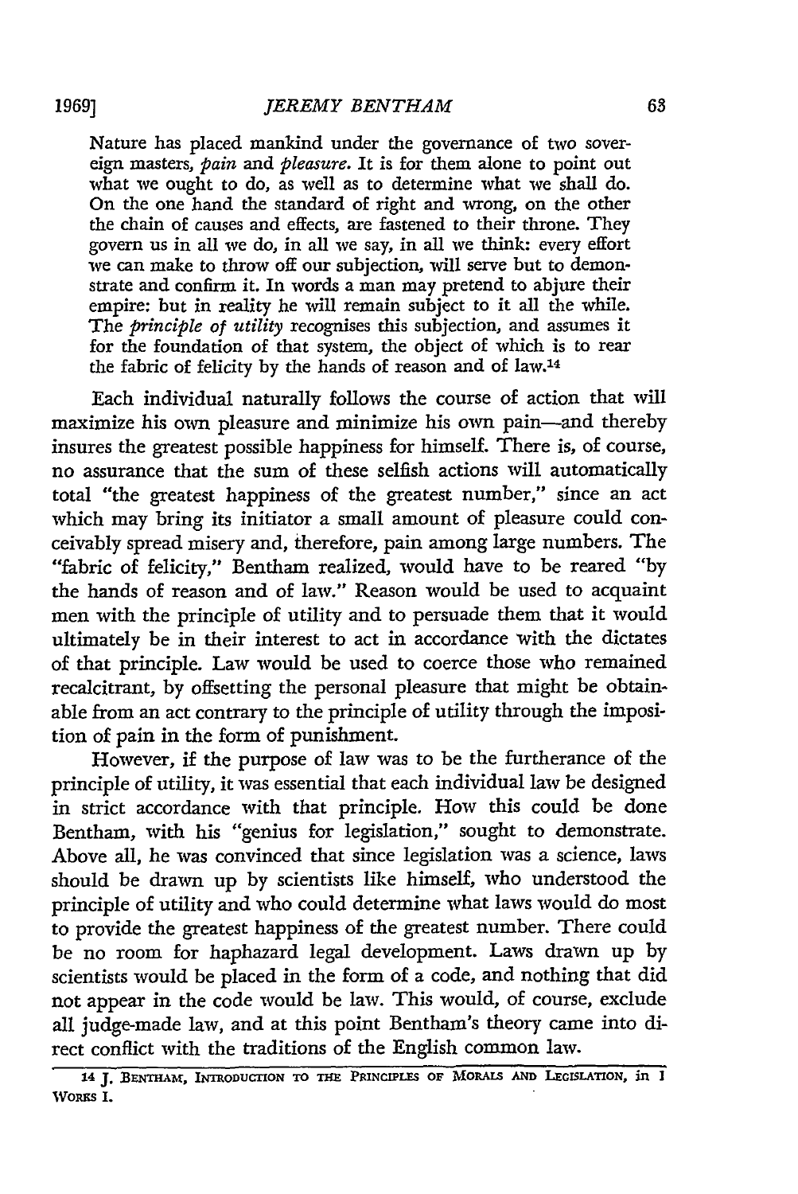> Nature has placed mankind under the governance of two sovereign masters, *pain* and *pleasure*. It is for them alone to point out what we ought to do, as well as to determine what we shall do. On the one hand the standard of right and wrong, on the other the chain of causes and effects, are fastened to their throne. They govern us in all we do, in all we say, in all we think: every effort we can make to throw off our subjection, will serve but to demonstrate and confirm it. In words a man may pretend to abjure their empire: but in reality he will remain subject to it all the while. The *principle of utility* recognises this subjection, and assumes it for the foundation of that system, the object of which is to rear the fabric of felicity by the hands of reason and of law.[14]

Each individual naturally follows the course of action that will maximize his own pleasure and minimize his own pain—and thereby insures the greatest possible happiness for himself. There is, of course, no assurance that the sum of these selfish actions will automatically total "the greatest happiness of the greatest number," since an act which may bring its initiator a small amount of pleasure could conceivably spread misery and, therefore, pain among large numbers. The "fabric of felicity," Bentham realized, would have to be reared "by the hands of reason and of law." Reason would be used to acquaint men with the principle of utility and to persuade them that it would ultimately be in their interest to act in accordance with the dictates of that principle. Law would be used to coerce those who remained recalcitrant, by offsetting the personal pleasure that might be obtainable from an act contrary to the principle of utility through the imposition of pain in the form of punishment.

However, if the purpose of law was to be the furtherance of the principle of utility, it was essential that each individual law be designed in strict accordance with that principle. How this could be done Bentham, with his "genius for legislation," sought to demonstrate. Above all, he was convinced that since legislation was a science, laws should be drawn up by scientists like himself, who understood the principle of utility and who could determine what laws would do most to provide the greatest happiness of the greatest number. There could be no room for haphazard legal development. Laws drawn up by scientists would be placed in the form of a code, and nothing that did not appear in the code would be law. This would, of course, exclude all judge-made law, and at this point Bentham's theory came into direct conflict with the traditions of the English common law.

---

14 J. BENTHAM, INTRODUCTION TO THE PRINCIPLES OF MORALS AND LEGISLATION, in 1 WORKS 1.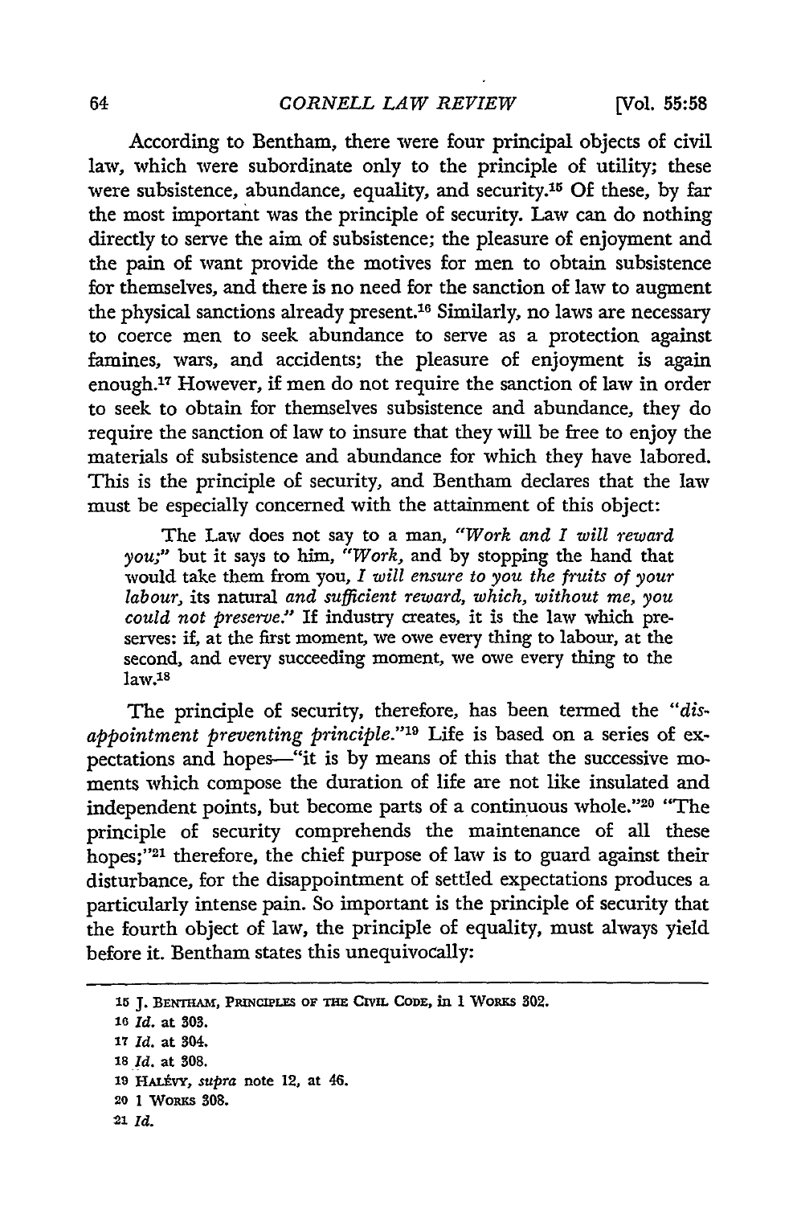According to Bentham, there were four principal objects of civil law, which were subordinate only to the principle of utility; these were subsistence, abundance, equality, and security.[15] Of these, by far the most important was the principle of security. Law can do nothing directly to serve the aim of subsistence; the pleasure of enjoyment and the pain of want provide the motives for men to obtain subsistence for themselves, and there is no need for the sanction of law to augment the physical sanctions already present.[16] Similarly, no laws are necessary to coerce men to seek abundance to serve as a protection against famines, wars, and accidents; the pleasure of enjoyment is again enough.[17] However, if men do not require the sanction of law in order to seek to obtain for themselves subsistence and abundance, they do require the sanction of law to insure that they will be free to enjoy the materials of subsistence and abundance for which they have labored. This is the principle of security, and Bentham declares that the law must be especially concerned with the attainment of this object:

> The Law does not say to a man, *"Work and I will reward you;"* but it says to him, *"Work,* and by stopping the hand that would take them from you, *I will ensure to you the fruits of your labour,* its natural *and sufficient reward, which, without me, you could not preserve."* If industry creates, it is the law which preserves: if, at the first moment, we owe every thing to labour, at the second, and every succeeding moment, we owe every thing to the law.[18]

The principle of security, therefore, has been termed the *"disappointment preventing principle."*[19] Life is based on a series of expectations and hopes—"it is by means of this that the successive moments which compose the duration of life are not like insulated and independent points, but become parts of a continuous whole."[20] "The principle of security comprehends the maintenance of all these hopes;"[21] therefore, the chief purpose of law is to guard against their disturbance, for the disappointment of settled expectations produces a particularly intense pain. So important is the principle of security that the fourth object of law, the principle of equality, must always yield before it. Bentham states this unequivocally:

---

15 J. BENTHAM, PRINCIPLES OF THE CIVIL CODE, in 1 WORKS 302.

16 *Id.* at 303.

17 *Id.* at 304.

18 *Id.* at 308.

19 HALÉVY, *supra* note 12, at 46.

20 1 WORKS 308.

21 *Id.*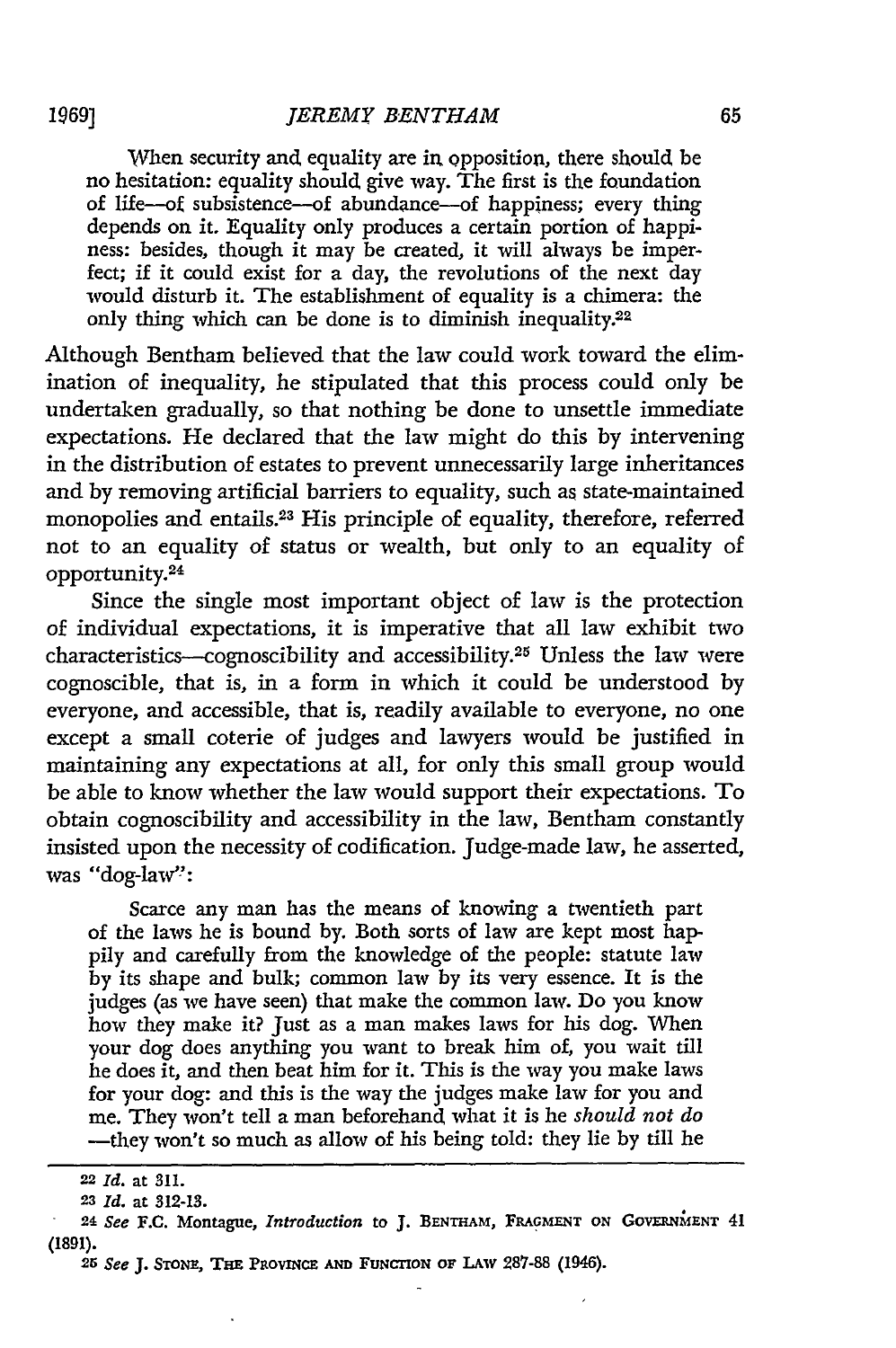> When security and equality are in opposition, there should be no hesitation: equality should give way. The first is the foundation of life—of subsistence—of abundance—of happiness; every thing depends on it. Equality only produces a certain portion of happiness: besides, though it may be created, it will always be imperfect; if it could exist for a day, the revolutions of the next day would disturb it. The establishment of equality is a chimera: the only thing which can be done is to diminish inequality.[22]

Although Bentham believed that the law could work toward the elimination of inequality, he stipulated that this process could only be undertaken gradually, so that nothing be done to unsettle immediate expectations. He declared that the law might do this by intervening in the distribution of estates to prevent unnecessarily large inheritances and by removing artificial barriers to equality, such as state-maintained monopolies and entails.[23] His principle of equality, therefore, referred not to an equality of status or wealth, but only to an equality of opportunity.[24]

Since the single most important object of law is the protection of individual expectations, it is imperative that all law exhibit two characteristics—cognoscibility and accessibility.[25] Unless the law were cognoscible, that is, in a form in which it could be understood by everyone, and accessible, that is, readily available to everyone, no one except a small coterie of judges and lawyers would be justified in maintaining any expectations at all, for only this small group would be able to know whether the law would support their expectations. To obtain cognoscibility and accessibility in the law, Bentham constantly insisted upon the necessity of codification. Judge-made law, he asserted, was "dog-law":

> Scarce any man has the means of knowing a twentieth part of the laws he is bound by. Both sorts of law are kept most happily and carefully from the knowledge of the people: statute law by its shape and bulk; common law by its very essence. It is the judges (as we have seen) that make the common law. Do you know how they make it? Just as a man makes laws for his dog. When your dog does anything you want to break him of, you wait till he does it, and then beat him for it. This is the way you make laws for your dog: and this is the way the judges make law for you and me. They won't tell a man beforehand what it is he *should not do* —they won't so much as allow of his being told: they lie by till he

---

22 *Id.* at 311.

23 *Id.* at 312-13.

24 *See* F.C. Montague, *Introduction* to J. BENTHAM, FRAGMENT ON GOVERNMENT 41 (1891).

25 *See* J. STONE, THE PROVINCE AND FUNCTION OF LAW 287-88 (1946).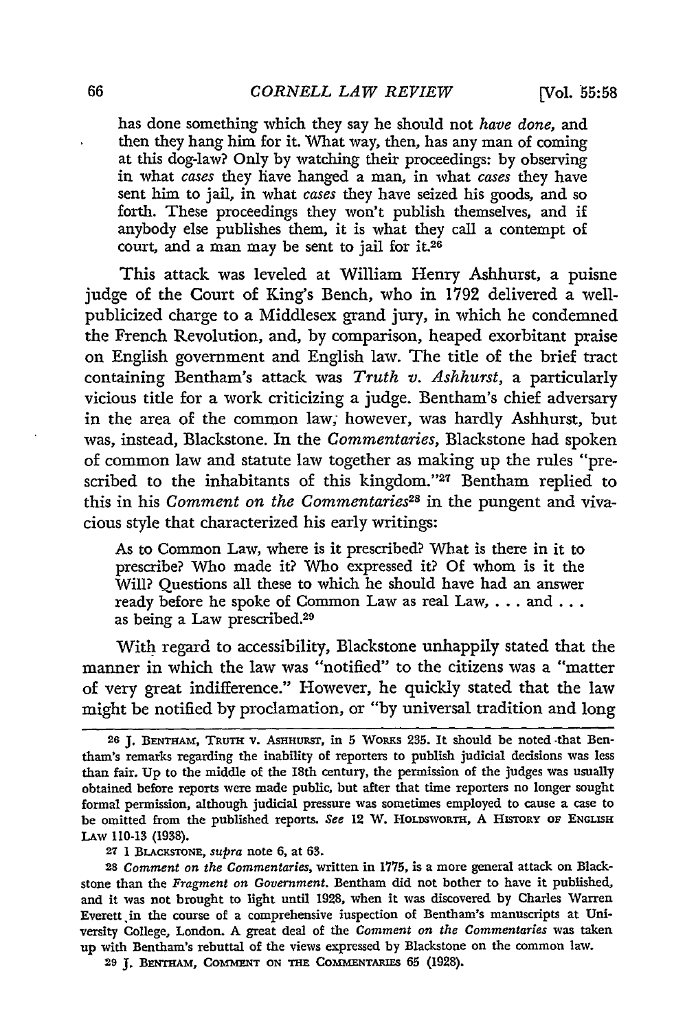> has done something which they say he should not *have done*, and then they hang him for it. What way, then, has any man of coming at this dog-law? Only by watching their proceedings: by observing in what *cases* they have hanged a man, in what *cases* they have sent him to jail, in what *cases* they have seized his goods, and so forth. These proceedings they won't publish themselves, and if anybody else publishes them, it is what they call a contempt of court, and a man may be sent to jail for it.[26]

This attack was leveled at William Henry Ashhurst, a puisne judge of the Court of King's Bench, who in 1792 delivered a well-publicized charge to a Middlesex grand jury, in which he condemned the French Revolution, and, by comparison, heaped exorbitant praise on English government and English law. The title of the brief tract containing Bentham's attack was *Truth v. Ashhurst*, a particularly vicious title for a work criticizing a judge. Bentham's chief adversary in the area of the common law, however, was hardly Ashhurst, but was, instead, Blackstone. In the *Commentaries*, Blackstone had spoken of common law and statute law together as making up the rules "prescribed to the inhabitants of this kingdom."[27] Bentham replied to this in his *Comment on the Commentaries*[28] in the pungent and vivacious style that characterized his early writings:

> As to Common Law, where is it prescribed? What is there in it to prescribe? Who made it? Who expressed it? Of whom is it the Will? Questions all these to which he should have had an answer ready before he spoke of Common Law as real Law, . . . and . . . as being a Law prescribed.[29]

With regard to accessibility, Blackstone unhappily stated that the manner in which the law was "notified" to the citizens was a "matter of very great indifference." However, he quickly stated that the law might be notified by proclamation, or "by universal tradition and long

---

26 J. Bentham, Truth v. Ashhurst, in 5 Works 235. It should be noted that Bentham's remarks regarding the inability of reporters to publish judicial decisions was less than fair. Up to the middle of the 18th century, the permission of the judges was usually obtained before reports were made public, but after that time reporters no longer sought formal permission, although judicial pressure was sometimes employed to cause a case to be omitted from the published reports. *See* 12 W. Holdsworth, A History of English Law 110-13 (1938).

27 1 Blackstone, *supra* note 6, at 63.

28 *Comment on the Commentaries*, written in 1775, is a more general attack on Blackstone than the *Fragment on Government*. Bentham did not bother to have it published, and it was not brought to light until 1928, when it was discovered by Charles Warren Everett in the course of a comprehensive inspection of Bentham's manuscripts at University College, London. A great deal of the *Comment on the Commentaries* was taken up with Bentham's rebuttal of the views expressed by Blackstone on the common law.

29 J. Bentham, Comment on the Commentaries 65 (1928).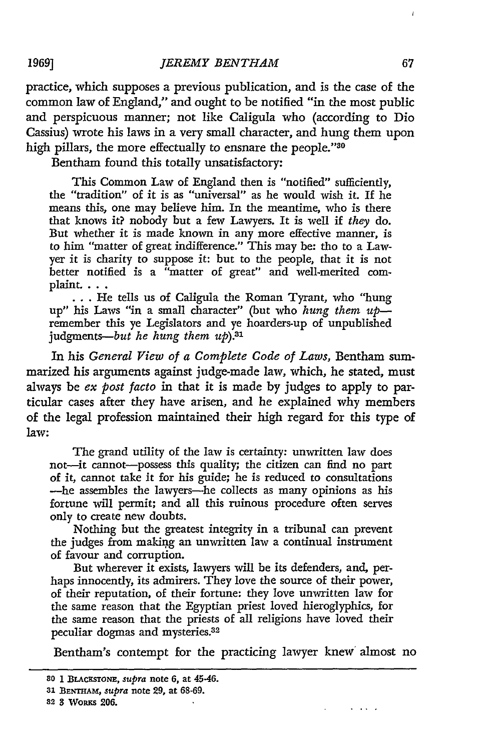practice, which supposes a previous publication, and is the case of the common law of England," and ought to be notified "in the most public and perspicuous manner; not like Caligula who (according to Dio Cassius) wrote his laws in a very small character, and hung them upon high pillars, the more effectually to ensnare the people."[30]

Bentham found this totally unsatisfactory:

> This Common Law of England then is "notified" sufficiently, the "tradition" of it is as "universal" as he would wish it. If he means this, one may believe him. In the meantime, who is there that knows it? nobody but a few Lawyers. It is well if *they* do. But whether it is made known in any more effective manner, is to him "matter of great indifference." This may be: tho to a Lawyer it is charity to suppose it: but to the people, that it is not better notified is a "matter of great" and well-merited complaint. . . .
>
> . . . He tells us of Caligula the Roman Tyrant, who "hung up" his Laws "in a small character" (but who *hung them up*—remember this ye Legislators and ye hoarders-up of unpublished judgments—*but he hung them up*).[31]

In his *General View of a Complete Code of Laws,* Bentham summarized his arguments against judge-made law, which, he stated, must always be *ex post facto* in that it is made by judges to apply to particular cases after they have arisen, and he explained why members of the legal profession maintained their high regard for this type of law:

> The grand utility of the law is certainty: unwritten law does not—it cannot—possess this quality; the citizen can find no part of it, cannot take it for his guide; he is reduced to consultations —he assembles the lawyers—he collects as many opinions as his fortune will permit; and all this ruinous procedure often serves only to create new doubts.
>
> Nothing but the greatest integrity in a tribunal can prevent the judges from making an unwritten law a continual instrument of favour and corruption.
>
> But wherever it exists, lawyers will be its defenders, and, perhaps innocently, its admirers. They love the source of their power, of their reputation, of their fortune: they love unwritten law for the same reason that the Egyptian priest loved hieroglyphics, for the same reason that the priests of all religions have loved their peculiar dogmas and mysteries.[32]

Bentham's contempt for the practicing lawyer knew almost no

---

[30] 1 BLACKSTONE, *supra* note 6, at 45-46.

[31] BENTHAM, *supra* note 29, at 68-69.

[32] 3 WORKS 206.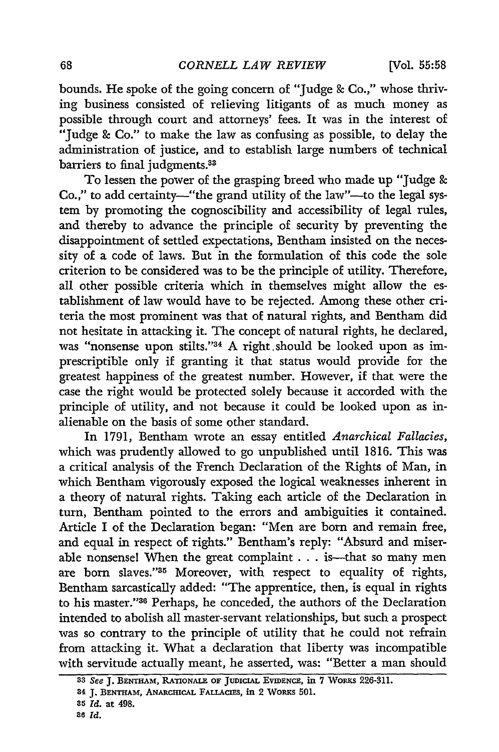bounds. He spoke of the going concern of "Judge & Co.," whose thriving business consisted of relieving litigants of as much money as possible through court and attorneys' fees. It was in the interest of "Judge & Co." to make the law as confusing as possible, to delay the administration of justice, and to establish large numbers of technical barriers to final judgments.[33]

To lessen the power of the grasping breed who made up "Judge & Co.," to add certainty—"the grand utility of the law"—to the legal system by promoting the cognoscibility and accessibility of legal rules, and thereby to advance the principle of security by preventing the disappointment of settled expectations, Bentham insisted on the necessity of a code of laws. But in the formulation of this code the sole criterion to be considered was to be the principle of utility. Therefore, all other possible criteria which in themselves might allow the establishment of law would have to be rejected. Among these other criteria the most prominent was that of natural rights, and Bentham did not hesitate in attacking it. The concept of natural rights, he declared, was "nonsense upon stilts."[34] A right should be looked upon as imprescriptible only if granting it that status would provide for the greatest happiness of the greatest number. However, if that were the case the right would be protected solely because it accorded with the principle of utility, and not because it could be looked upon as inalienable on the basis of some other standard.

In 1791, Bentham wrote an essay entitled *Anarchical Fallacies*, which was prudently allowed to go unpublished until 1816. This was a critical analysis of the French Declaration of the Rights of Man, in which Bentham vigorously exposed the logical weaknesses inherent in a theory of natural rights. Taking each article of the Declaration in turn, Bentham pointed to the errors and ambiguities it contained. Article I of the Declaration began: "Men are born and remain free, and equal in respect of rights." Bentham's reply: "Absurd and miserable nonsense! When the great complaint . . . is—that so many men are born slaves."[35] Moreover, with respect to equality of rights, Bentham sarcastically added: "The apprentice, then, is equal in rights to his master."[36] Perhaps, he conceded, the authors of the Declaration intended to abolish all master-servant relationships, but such a prospect was so contrary to the principle of utility that he could not refrain from attacking it. What a declaration that liberty was incompatible with servitude actually meant, he asserted, was: "Better a man should

---

[33] *See* J. BENTHAM, RATIONALE OF JUDICIAL EVIDENCE, in 7 WORKS 226-311.

[34] J. BENTHAM, ANARCHICAL FALLACIES, in 2 WORKS 501.

[35] *Id.* at 498.

[36] *Id.*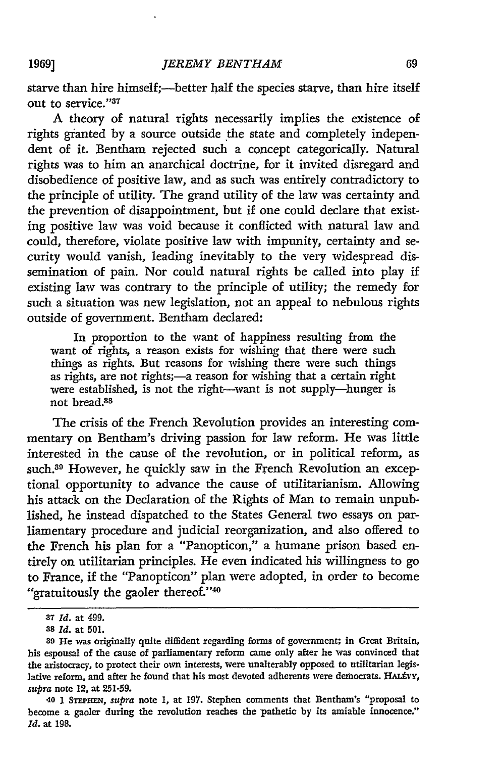starve than hire himself;—better half the species starve, than hire itself out to service."[37]

A theory of natural rights necessarily implies the existence of rights granted by a source outside the state and completely independent of it. Bentham rejected such a concept categorically. Natural rights was to him an anarchical doctrine, for it invited disregard and disobedience of positive law, and as such was entirely contradictory to the principle of utility. The grand utility of the law was certainty and the prevention of disappointment, but if one could declare that existing positive law was void because it conflicted with natural law and could, therefore, violate positive law with impunity, certainty and security would vanish, leading inevitably to the very widespread dissemination of pain. Nor could natural rights be called into play if existing law was contrary to the principle of utility; the remedy for such a situation was new legislation, not an appeal to nebulous rights outside of government. Bentham declared:

> In proportion to the want of happiness resulting from the want of rights, a reason exists for wishing that there were such things as rights. But reasons for wishing there were such things as rights, are not rights;—a reason for wishing that a certain right were established, is not the right—want is not supply—hunger is not bread.[38]

The crisis of the French Revolution provides an interesting commentary on Bentham's driving passion for law reform. He was little interested in the cause of the revolution, or in political reform, as such.[39] However, he quickly saw in the French Revolution an exceptional opportunity to advance the cause of utilitarianism. Allowing his attack on the Declaration of the Rights of Man to remain unpublished, he instead dispatched to the States General two essays on parliamentary procedure and judicial reorganization, and also offered to the French his plan for a "Panopticon," a humane prison based entirely on utilitarian principles. He even indicated his willingness to go to France, if the "Panopticon" plan were adopted, in order to become "gratuitously the gaoler thereof."[40]

---

[37] *Id.* at 499.

[38] *Id.* at 501.

[39] He was originally quite diffident regarding forms of government; in Great Britain, his espousal of the cause of parliamentary reform came only after he was convinced that the aristocracy, to protect their own interests, were unalterably opposed to utilitarian legislative reform, and after he found that his most devoted adherents were democrats. HALÉVY, *supra* note 12, at 251-59.

[40] 1 STEPHEN, *supra* note 1, at 197. Stephen comments that Bentham's "proposal to become a gaoler during the revolution reaches the pathetic by its amiable innocence." *Id.* at 198.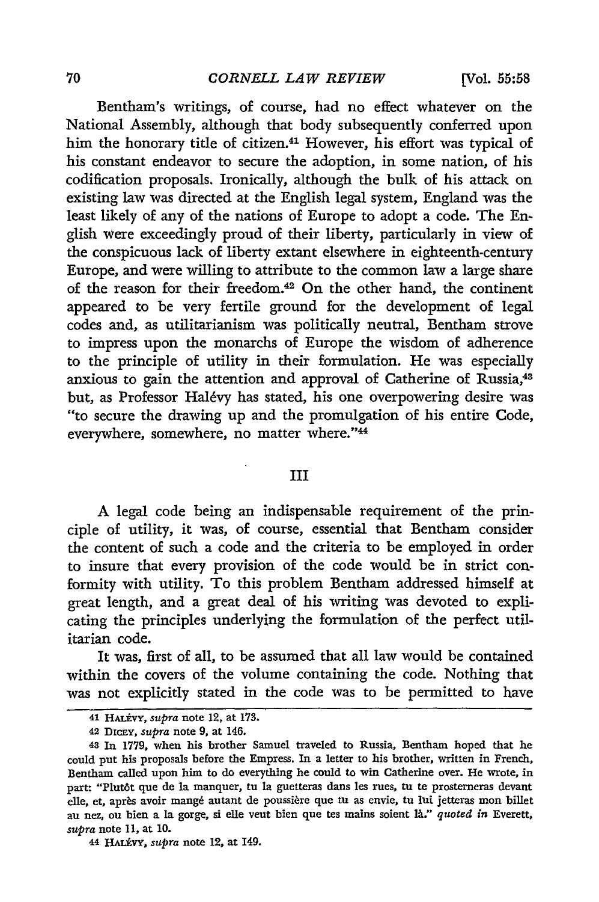Bentham's writings, of course, had no effect whatever on the National Assembly, although that body subsequently conferred upon him the honorary title of citizen.[41] However, his effort was typical of his constant endeavor to secure the adoption, in some nation, of his codification proposals. Ironically, although the bulk of his attack on existing law was directed at the English legal system, England was the least likely of any of the nations of Europe to adopt a code. The English were exceedingly proud of their liberty, particularly in view of the conspicuous lack of liberty extant elsewhere in eighteenth-century Europe, and were willing to attribute to the common law a large share of the reason for their freedom.[42] On the other hand, the continent appeared to be very fertile ground for the development of legal codes and, as utilitarianism was politically neutral, Bentham strove to impress upon the monarchs of Europe the wisdom of adherence to the principle of utility in their formulation. He was especially anxious to gain the attention and approval of Catherine of Russia,[43] but, as Professor Halévy has stated, his one overpowering desire was "to secure the drawing up and the promulgation of his entire Code, everywhere, somewhere, no matter where."[44]

## III

A legal code being an indispensable requirement of the principle of utility, it was, of course, essential that Bentham consider the content of such a code and the criteria to be employed in order to insure that every provision of the code would be in strict conformity with utility. To this problem Bentham addressed himself at great length, and a great deal of his writing was devoted to explicating the principles underlying the formulation of the perfect utilitarian code.

It was, first of all, to be assumed that all law would be contained within the covers of the volume containing the code. Nothing that was not explicitly stated in the code was to be permitted to have

---

41 HALÉVY, *supra* note 12, at 173.

42 DICEY, *supra* note 9, at 146.

43 In 1779, when his brother Samuel traveled to Russia, Bentham hoped that he could put his proposals before the Empress. In a letter to his brother, written in French, Bentham called upon him to do everything he could to win Catherine over. He wrote, in part: "Plutôt que de la manquer, tu la guetteras dans les rues, tu te prosterneras devant elle, et, après avoir mangé autant de poussière que tu as envie, tu lui jetteras mon billet au nez, ou bien a la gorge, si elle veut bien que tes mains soient là." *quoted in* Everett, *supra* note 11, at 10.

44 HALÉVY, *supra* note 12, at 149.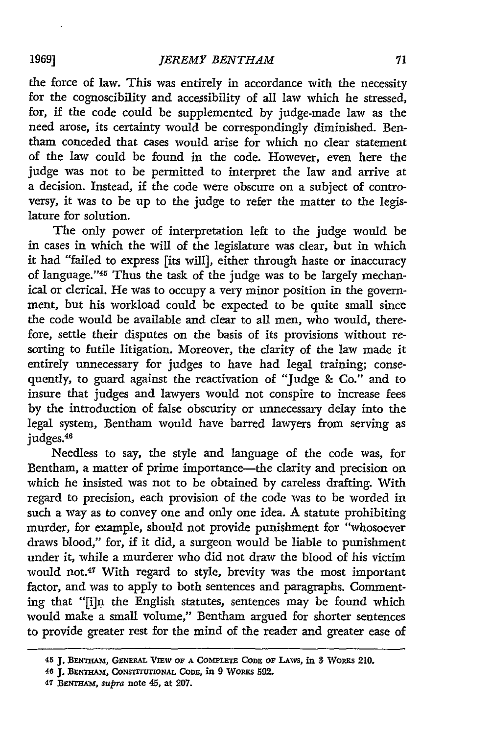the force of law. This was entirely in accordance with the necessity for the cognoscibility and accessibility of all law which he stressed, for, if the code could be supplemented by judge-made law as the need arose, its certainty would be correspondingly diminished. Bentham conceded that cases would arise for which no clear statement of the law could be found in the code. However, even here the judge was not to be permitted to interpret the law and arrive at a decision. Instead, if the code were obscure on a subject of controversy, it was to be up to the judge to refer the matter to the legislature for solution.

The only power of interpretation left to the judge would be in cases in which the will of the legislature was clear, but in which it had "failed to express [its will], either through haste or inaccuracy of language."[45] Thus the task of the judge was to be largely mechanical or clerical. He was to occupy a very minor position in the government, but his workload could be expected to be quite small since the code would be available and clear to all men, who would, therefore, settle their disputes on the basis of its provisions without resorting to futile litigation. Moreover, the clarity of the law made it entirely unnecessary for judges to have had legal training; consequently, to guard against the reactivation of "Judge & Co." and to insure that judges and lawyers would not conspire to increase fees by the introduction of false obscurity or unnecessary delay into the legal system, Bentham would have barred lawyers from serving as judges.[46]

Needless to say, the style and language of the code was, for Bentham, a matter of prime importance—the clarity and precision on which he insisted was not to be obtained by careless drafting. With regard to precision, each provision of the code was to be worded in such a way as to convey one and only one idea. A statute prohibiting murder, for example, should not provide punishment for "whosoever draws blood," for, if it did, a surgeon would be liable to punishment under it, while a murderer who did not draw the blood of his victim would not.[47] With regard to style, brevity was the most important factor, and was to apply to both sentences and paragraphs. Commenting that "[i]n the English statutes, sentences may be found which would make a small volume," Bentham argued for shorter sentences to provide greater rest for the mind of the reader and greater ease of

---

[45] J. BENTHAM, GENERAL VIEW OF A COMPLETE CODE OF LAWS, in 3 WORKS 210.

[46] J. BENTHAM, CONSTITUTIONAL CODE, in 9 WORKS 592.

[47] BENTHAM, *supra* note 45, at 207.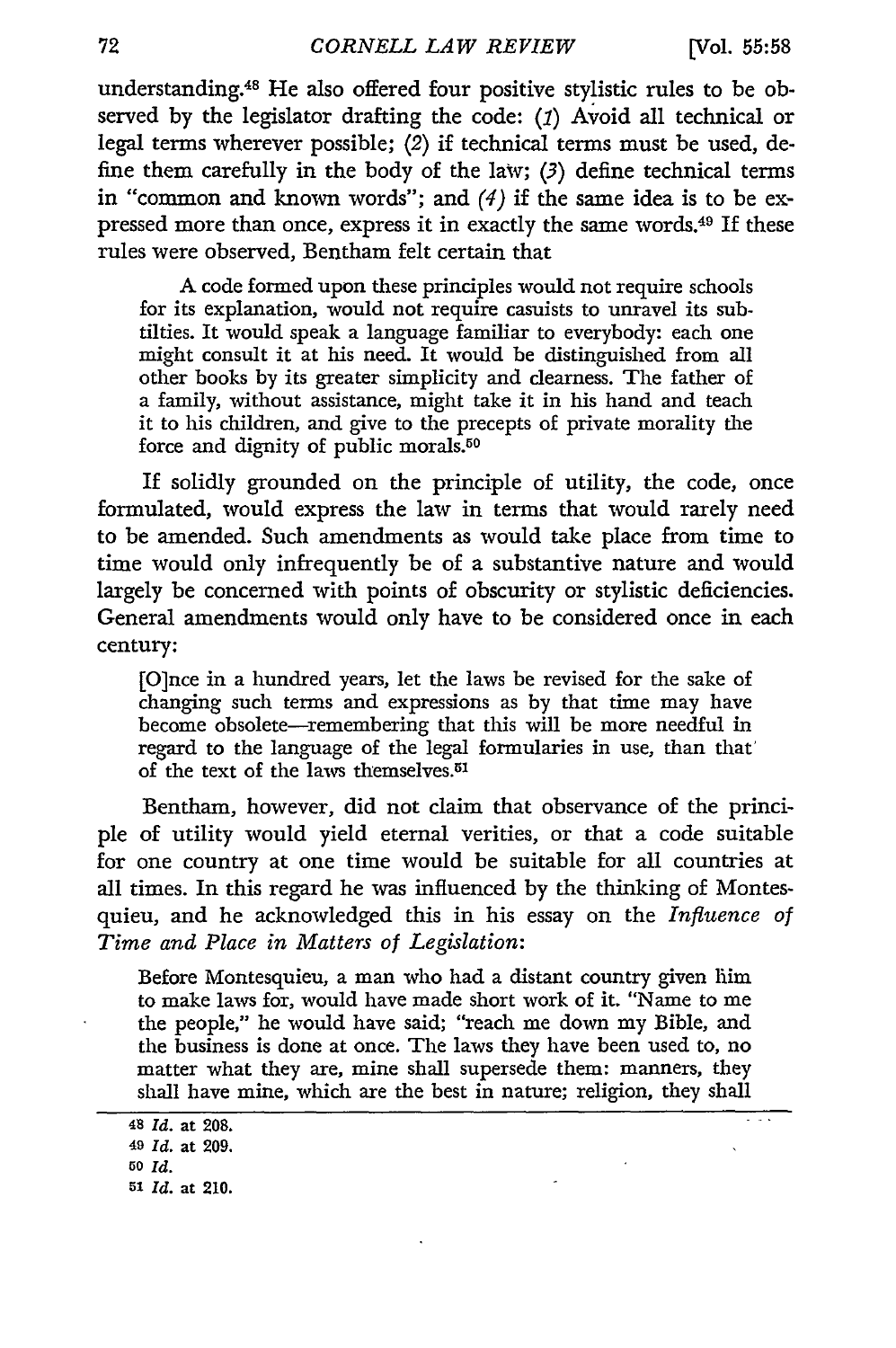understanding.[48] He also offered four positive stylistic rules to be observed by the legislator drafting the code: *(1)* Avoid all technical or legal terms wherever possible; *(2)* if technical terms must be used, define them carefully in the body of the law; *(3)* define technical terms in "common and known words"; and *(4)* if the same idea is to be expressed more than once, express it in exactly the same words.[49] If these rules were observed, Bentham felt certain that

> A code formed upon these principles would not require schools for its explanation, would not require casuists to unravel its subtilties. It would speak a language familiar to everybody: each one might consult it at his need. It would be distinguished from all other books by its greater simplicity and clearness. The father of a family, without assistance, might take it in his hand and teach it to his children, and give to the precepts of private morality the force and dignity of public morals.[50]

If solidly grounded on the principle of utility, the code, once formulated, would express the law in terms that would rarely need to be amended. Such amendments as would take place from time to time would only infrequently be of a substantive nature and would largely be concerned with points of obscurity or stylistic deficiencies. General amendments would only have to be considered once in each century:

> [O]nce in a hundred years, let the laws be revised for the sake of changing such terms and expressions as by that time may have become obsolete—remembering that this will be more needful in regard to the language of the legal formularies in use, than that of the text of the laws themselves.[51]

Bentham, however, did not claim that observance of the principle of utility would yield eternal verities, or that a code suitable for one country at one time would be suitable for all countries at all times. In this regard he was influenced by the thinking of Montesquieu, and he acknowledged this in his essay on the *Influence of Time and Place in Matters of Legislation*:

> Before Montesquieu, a man who had a distant country given him to make laws for, would have made short work of it. "Name to me the people," he would have said; "reach me down my Bible, and the business is done at once. The laws they have been used to, no matter what they are, mine shall supersede them: manners, they shall have mine, which are the best in nature; religion, they shall

---

48 *Id.* at 208.

49 *Id.* at 209.

50 *Id.*

51 *Id.* at 210.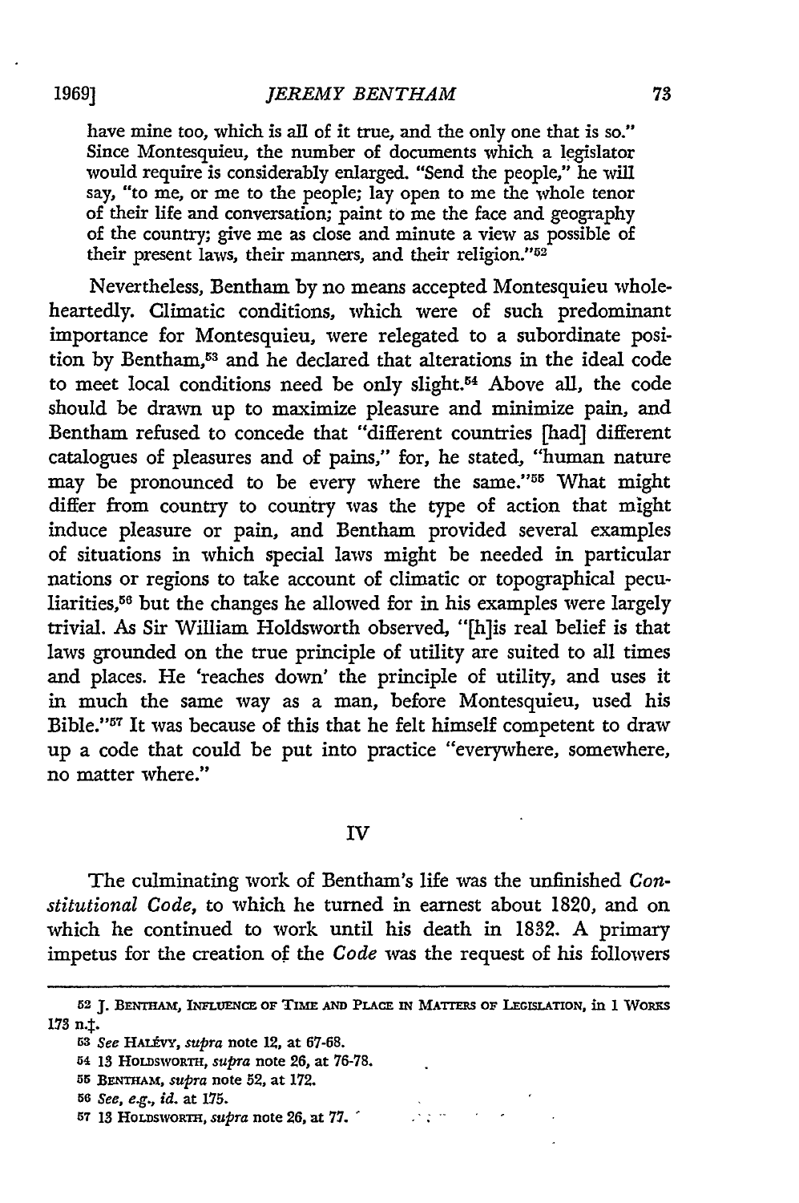have mine too, which is all of it true, and the only one that is so." Since Montesquieu, the number of documents which a legislator would require is considerably enlarged. "Send the people," he will say, "to me, or me to the people; lay open to me the whole tenor of their life and conversation; paint to me the face and geography of the country; give me as close and minute a view as possible of their present laws, their manners, and their religion."[52]

Nevertheless, Bentham by no means accepted Montesquieu wholeheartedly. Climatic conditions, which were of such predominant importance for Montesquieu, were relegated to a subordinate position by Bentham,[53] and he declared that alterations in the ideal code to meet local conditions need be only slight.[54] Above all, the code should be drawn up to maximize pleasure and minimize pain, and Bentham refused to concede that "different countries [had] different catalogues of pleasures and of pains," for, he stated, "human nature may be pronounced to be every where the same."[55] What might differ from country to country was the type of action that might induce pleasure or pain, and Bentham provided several examples of situations in which special laws might be needed in particular nations or regions to take account of climatic or topographical peculiarities,[56] but the changes he allowed for in his examples were largely trivial. As Sir William Holdsworth observed, "[h]is real belief is that laws grounded on the true principle of utility are suited to all times and places. He 'reaches down' the principle of utility, and uses it in much the same way as a man, before Montesquieu, used his Bible."[57] It was because of this that he felt himself competent to draw up a code that could be put into practice "everywhere, somewhere, no matter where."

## IV

The culminating work of Bentham's life was the unfinished *Constitutional Code*, to which he turned in earnest about 1820, and on which he continued to work until his death in 1832. A primary impetus for the creation of the *Code* was the request of his followers

---

52 J. BENTHAM, INFLUENCE OF TIME AND PLACE IN MATTERS OF LEGISLATION, in 1 WORKS 173 n.‡.

53 *See* HALÉVY, *supra* note 12, at 67-68.

54 13 HOLDSWORTH, *supra* note 26, at 76-78.

55 BENTHAM, *supra* note 52, at 172.

56 *See, e.g., id.* at 175.

57 13 HOLDSWORTH, *supra* note 26, at 77.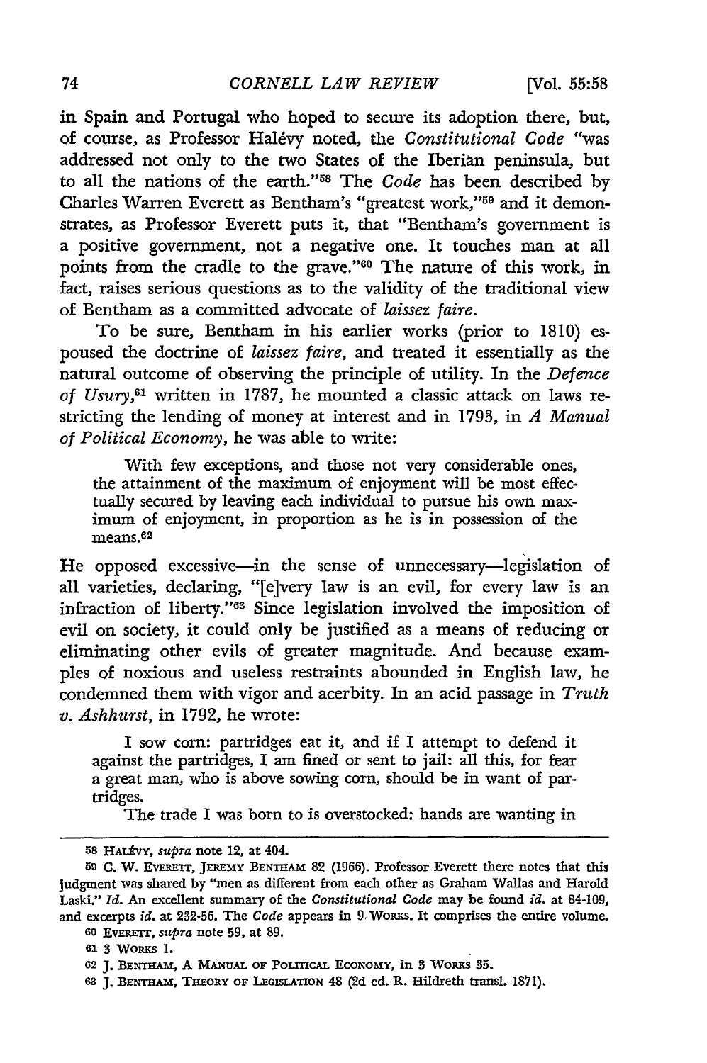in Spain and Portugal who hoped to secure its adoption there, but, of course, as Professor Halévy noted, the *Constitutional Code* "was addressed not only to the two States of the Iberian peninsula, but to all the nations of the earth."[58] The *Code* has been described by Charles Warren Everett as Bentham's "greatest work,"[59] and it demonstrates, as Professor Everett puts it, that "Bentham's government is a positive government, not a negative one. It touches man at all points from the cradle to the grave."[60] The nature of this work, in fact, raises serious questions as to the validity of the traditional view of Bentham as a committed advocate of *laissez faire*.

To be sure, Bentham in his earlier works (prior to 1810) espoused the doctrine of *laissez faire*, and treated it essentially as the natural outcome of observing the principle of utility. In the *Defence of Usury*,[61] written in 1787, he mounted a classic attack on laws restricting the lending of money at interest and in 1793, in *A Manual of Political Economy*, he was able to write:

> With few exceptions, and those not very considerable ones, the attainment of the maximum of enjoyment will be most effectually secured by leaving each individual to pursue his own maximum of enjoyment, in proportion as he is in possession of the means.[62]

He opposed excessive—in the sense of unnecessary—legislation of all varieties, declaring, "[e]very law is an evil, for every law is an infraction of liberty."[63] Since legislation involved the imposition of evil on society, it could only be justified as a means of reducing or eliminating other evils of greater magnitude. And because examples of noxious and useless restraints abounded in English law, he condemned them with vigor and acerbity. In an acid passage in *Truth v. Ashhurst*, in 1792, he wrote:

> I sow corn: partridges eat it, and if I attempt to defend it against the partridges, I am fined or sent to jail: all this, for fear a great man, who is above sowing corn, should be in want of partridges.
>
> The trade I was born to is overstocked: hands are wanting in

---

58 HALÉVY, *supra* note 12, at 404.

59 C. W. EVERETT, JEREMY BENTHAM 82 (1966). Professor Everett there notes that this judgment was shared by "men as different from each other as Graham Wallas and Harold Laski." *Id.* An excellent summary of the *Constitutional Code* may be found *id.* at 84-109, and excerpts *id.* at 232-56. The *Code* appears in 9 WORKS. It comprises the entire volume.

60 EVERETT, *supra* note 59, at 89.

61 3 WORKS 1.

62 J. BENTHAM, A MANUAL OF POLITICAL ECONOMY, in 3 WORKS 35.

63 J. BENTHAM, THEORY OF LEGISLATION 48 (2d ed. R. Hildreth transl. 1871).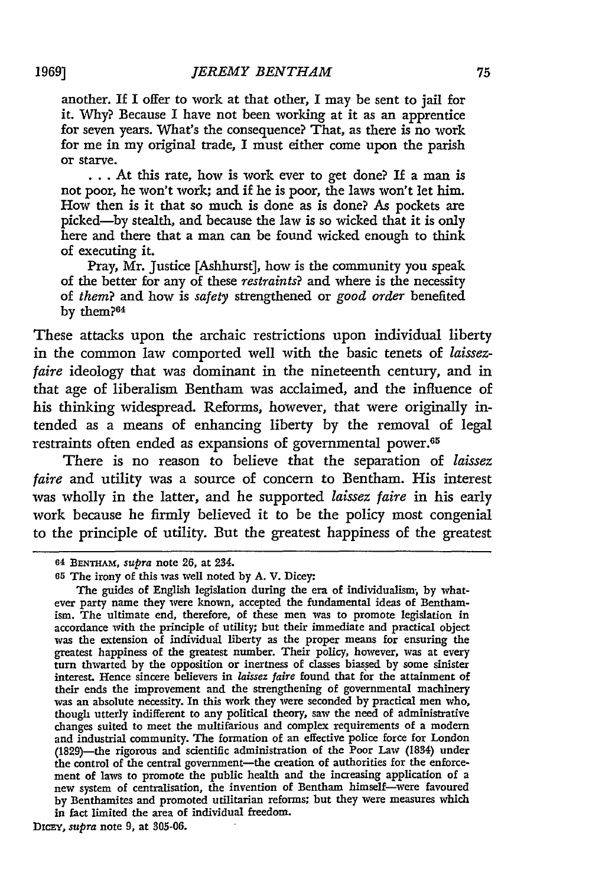another. If I offer to work at that other, I may be sent to jail for it. Why? Because I have not been working at it as an apprentice for seven years. What's the consequence? That, as there is no work for me in my original trade, I must either come upon the parish or starve.

> ... At this rate, how is work ever to get done? If a man is not poor, he won't work; and if he is poor, the laws won't let him. How then is it that so much is done as is done? As pockets are picked—by stealth, and because the law is so wicked that it is only here and there that a man can be found wicked enough to think of executing it.
>
> Pray, Mr. Justice [Ashhurst], how is the community you speak of the better for any of these *restraints*? and where is the necessity of *them*? and how is *safety* strengthened or *good order* benefited by them?[64]

These attacks upon the archaic restrictions upon individual liberty in the common law comported well with the basic tenets of *laissez-faire* ideology that was dominant in the nineteenth century, and in that age of liberalism Bentham was acclaimed, and the influence of his thinking widespread. Reforms, however, that were originally intended as a means of enhancing liberty by the removal of legal restraints often ended as expansions of governmental power.[65]

There is no reason to believe that the separation of *laissez faire* and utility was a source of concern to Bentham. His interest was wholly in the latter, and he supported *laissez faire* in his early work because he firmly believed it to be the policy most congenial to the principle of utility. But the greatest happiness of the greatest

---

[64] BENTHAM, *supra* note 26, at 234.

[65] The irony of this was well noted by A. V. Dicey:

> The guides of English legislation during the era of individualism, by whatever party name they were known, accepted the fundamental ideas of Benthamism. The ultimate end, therefore, of these men was to promote legislation in accordance with the principle of utility; but their immediate and practical object was the extension of individual liberty as the proper means for ensuring the greatest happiness of the greatest number. Their policy, however, was at every turn thwarted by the opposition or inertness of classes biassed by some sinister interest. Hence sincere believers in *laissez faire* found that for the attainment of their ends the improvement and the strengthening of governmental machinery was an absolute necessity. In this work they were seconded by practical men who, though utterly indifferent to any political theory, saw the need of administrative changes suited to meet the multifarious and complex requirements of a modern and industrial community. The formation of an effective police force for London (1829)—the rigorous and scientific administration of the Poor Law (1834) under the control of the central government—the creation of authorities for the enforcement of laws to promote the public health and the increasing application of a new system of centralisation, the invention of Bentham himself—were favoured by Benthamites and promoted utilitarian reforms; but they were measures which in fact limited the area of individual freedom.

DICEY, *supra* note 9, at 305-06.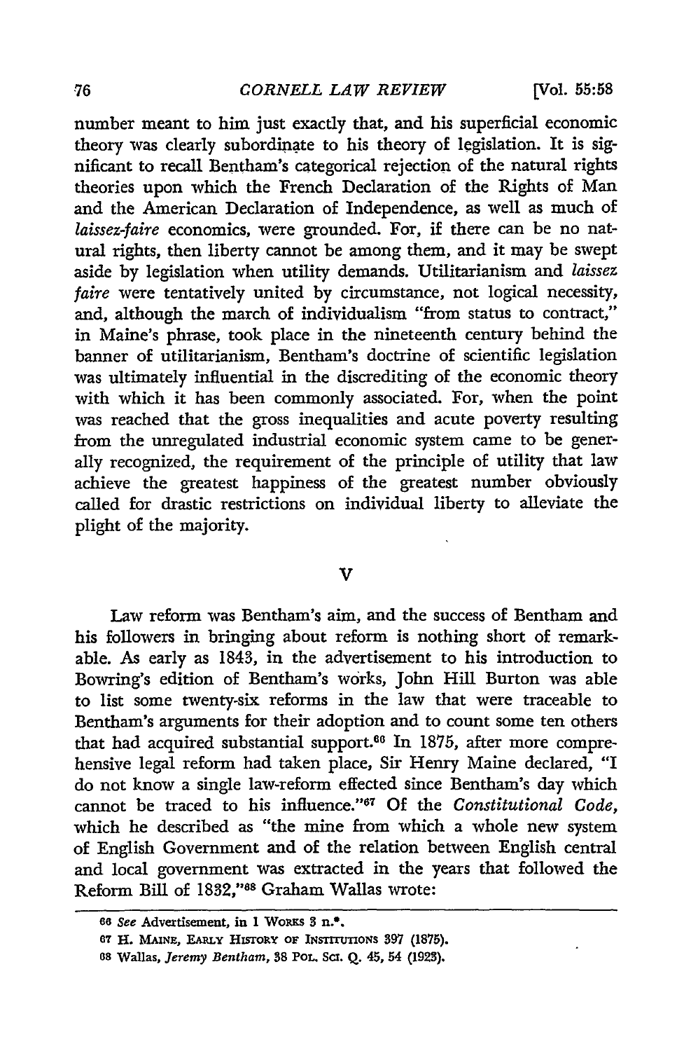number meant to him just exactly that, and his superficial economic theory was clearly subordinate to his theory of legislation. It is significant to recall Bentham's categorical rejection of the natural rights theories upon which the French Declaration of the Rights of Man and the American Declaration of Independence, as well as much of *laissez-faire* economics, were grounded. For, if there can be no natural rights, then liberty cannot be among them, and it may be swept aside by legislation when utility demands. Utilitarianism and *laissez faire* were tentatively united by circumstance, not logical necessity, and, although the march of individualism "from status to contract," in Maine's phrase, took place in the nineteenth century behind the banner of utilitarianism, Bentham's doctrine of scientific legislation was ultimately influential in the discrediting of the economic theory with which it has been commonly associated. For, when the point was reached that the gross inequalities and acute poverty resulting from the unregulated industrial economic system came to be generally recognized, the requirement of the principle of utility that law achieve the greatest happiness of the greatest number obviously called for drastic restrictions on individual liberty to alleviate the plight of the majority.

## V

Law reform was Bentham's aim, and the success of Bentham and his followers in bringing about reform is nothing short of remarkable. As early as 1843, in the advertisement to his introduction to Bowring's edition of Bentham's works, John Hill Burton was able to list some twenty-six reforms in the law that were traceable to Bentham's arguments for their adoption and to count some ten others that had acquired substantial support.[66] In 1875, after more comprehensive legal reform had taken place, Sir Henry Maine declared, "I do not know a single law-reform effected since Bentham's day which cannot be traced to his influence."[67] Of the *Constitutional Code*, which he described as "the mine from which a whole new system of English Government and of the relation between English central and local government was extracted in the years that followed the Reform Bill of 1832,"[68] Graham Wallas wrote:

---

66 *See* Advertisement, in 1 WORKS 3 n.*.

67 H. MAINE, EARLY HISTORY OF INSTITUTIONS 397 (1875).

68 Wallas, *Jeremy Bentham*, 38 POL. SCI. Q. 45, 54 (1923).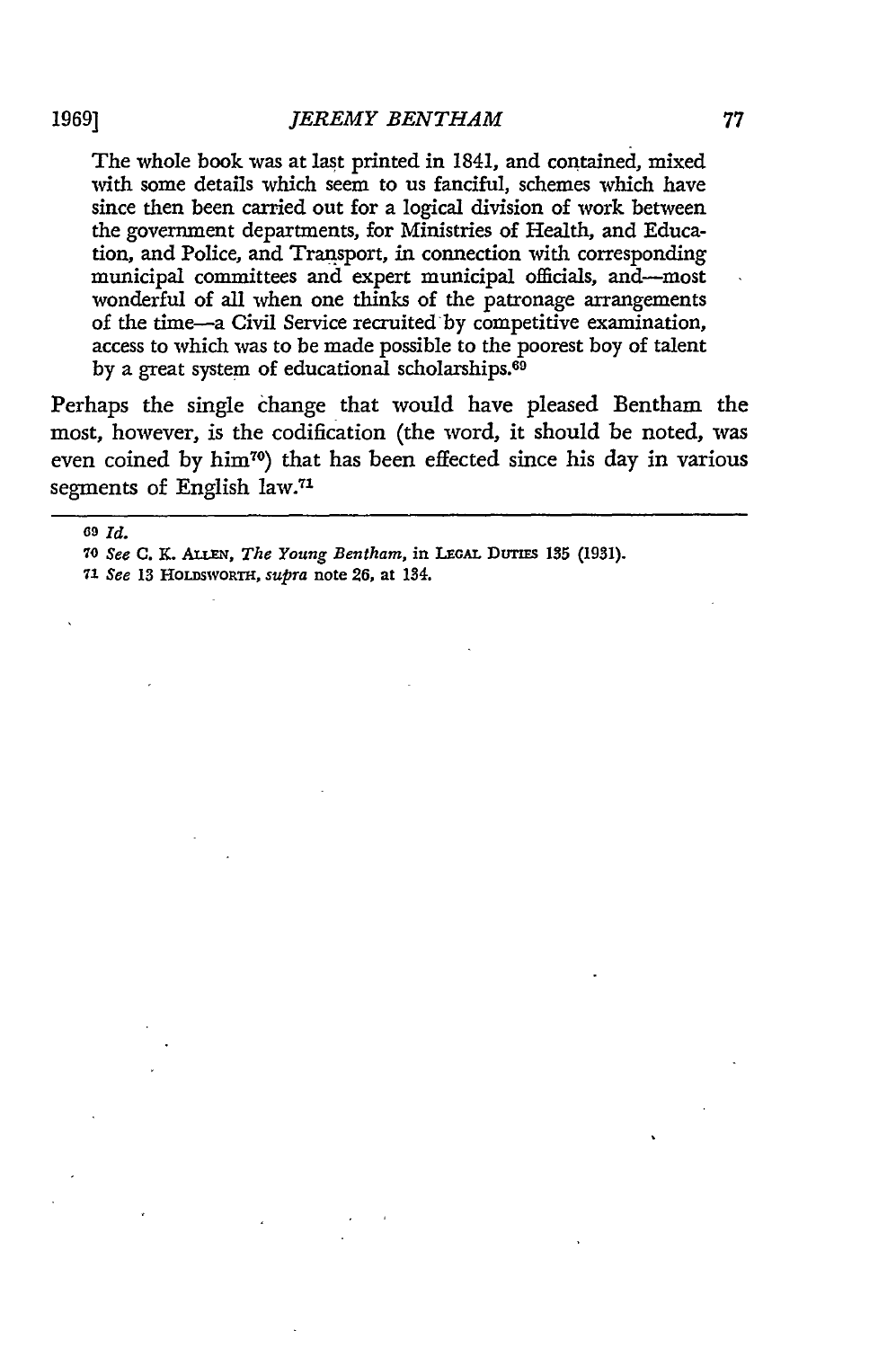> The whole book was at last printed in 1841, and contained, mixed with some details which seem to us fanciful, schemes which have since then been carried out for a logical division of work between the government departments, for Ministries of Health, and Education, and Police, and Transport, in connection with corresponding municipal committees and expert municipal officials, and—most wonderful of all when one thinks of the patronage arrangements of the time—a Civil Service recruited by competitive examination, access to which was to be made possible to the poorest boy of talent by a great system of educational scholarships.[69]

Perhaps the single change that would have pleased Bentham the most, however, is the codification (the word, it should be noted, was even coined by him[70]) that has been effected since his day in various segments of English law.[71]

---

[69] *Id.*

[70] *See* C. K. ALLEN, *The Young Bentham*, in LEGAL DUTIES 135 (1931).

[71] *See* 13 HOLDSWORTH, *supra* note 26, at 134.